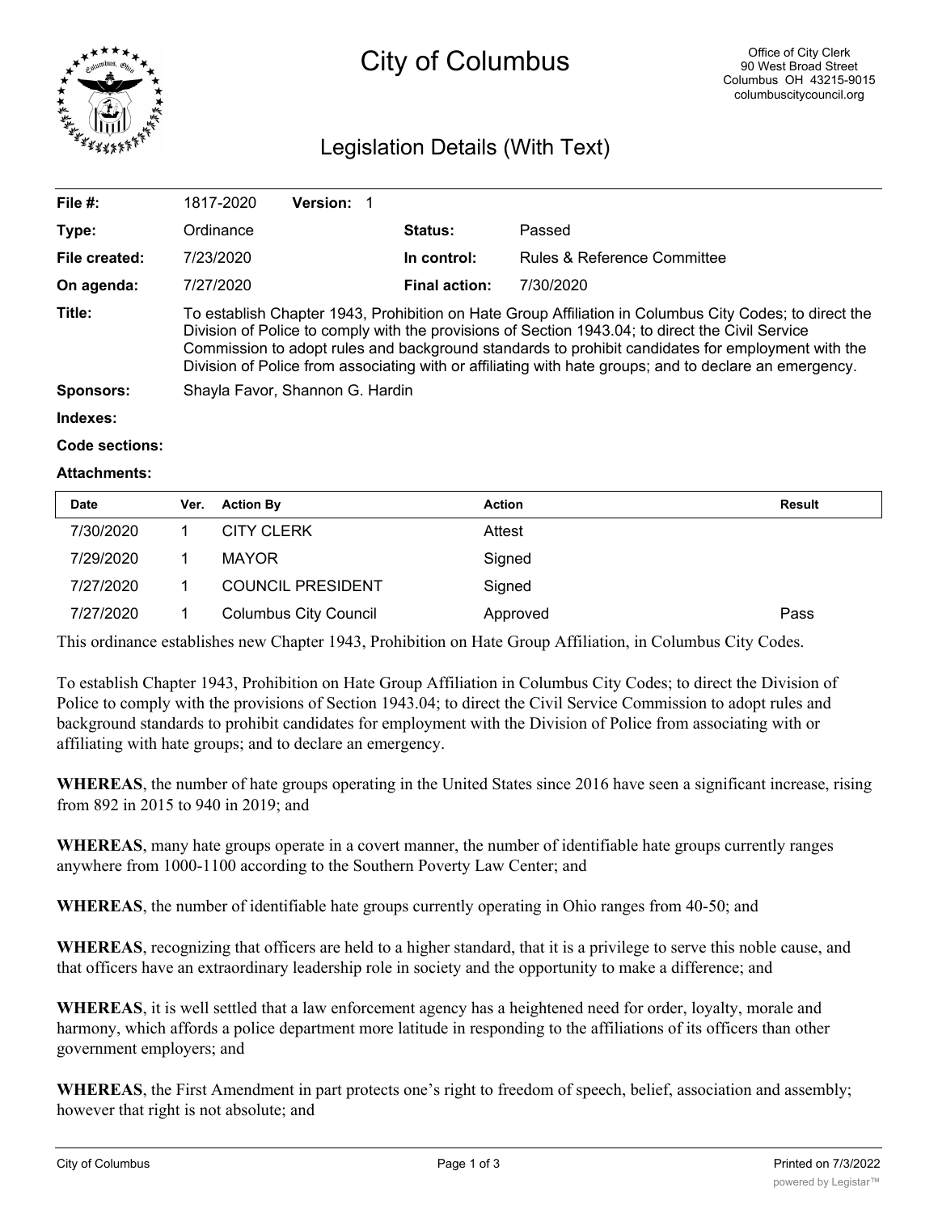# City of Columbus

Office of City Clerk
90 West Broad Street
Columbus OH 43215-9015
columbuscitycouncil.org

## Legislation Details (With Text)

| | | | |
|---|---|---|---|
| **File #:** | 1817-2020 **Version:** 1 | | |
| **Type:** | Ordinance | **Status:** | Passed |
| **File created:** | 7/23/2020 | **In control:** | Rules & Reference Committee |
| **On agenda:** | 7/27/2020 | **Final action:** | 7/30/2020 |

**Title:** To establish Chapter 1943, Prohibition on Hate Group Affiliation in Columbus City Codes; to direct the Division of Police to comply with the provisions of Section 1943.04; to direct the Civil Service Commission to adopt rules and background standards to prohibit candidates for employment with the Division of Police from associating with or affiliating with hate groups; and to declare an emergency.

**Sponsors:** Shayla Favor, Shannon G. Hardin

**Indexes:**

**Code sections:**

**Attachments:**

| Date | Ver. | Action By | Action | Result |
|---|---|---|---|---|
| 7/30/2020 | 1 | CITY CLERK | Attest | |
| 7/29/2020 | 1 | MAYOR | Signed | |
| 7/27/2020 | 1 | COUNCIL PRESIDENT | Signed | |
| 7/27/2020 | 1 | Columbus City Council | Approved | Pass |

This ordinance establishes new Chapter 1943, Prohibition on Hate Group Affiliation, in Columbus City Codes.

To establish Chapter 1943, Prohibition on Hate Group Affiliation in Columbus City Codes; to direct the Division of Police to comply with the provisions of Section 1943.04; to direct the Civil Service Commission to adopt rules and background standards to prohibit candidates for employment with the Division of Police from associating with or affiliating with hate groups; and to declare an emergency.

**WHEREAS**, the number of hate groups operating in the United States since 2016 have seen a significant increase, rising from 892 in 2015 to 940 in 2019; and

**WHEREAS**, many hate groups operate in a covert manner, the number of identifiable hate groups currently ranges anywhere from 1000-1100 according to the Southern Poverty Law Center; and

**WHEREAS**, the number of identifiable hate groups currently operating in Ohio ranges from 40-50; and

**WHEREAS**, recognizing that officers are held to a higher standard, that it is a privilege to serve this noble cause, and that officers have an extraordinary leadership role in society and the opportunity to make a difference; and

**WHEREAS**, it is well settled that a law enforcement agency has a heightened need for order, loyalty, morale and harmony, which affords a police department more latitude in responding to the affiliations of its officers than other government employers; and

**WHEREAS**, the First Amendment in part protects one's right to freedom of speech, belief, association and assembly; however that right is not absolute; and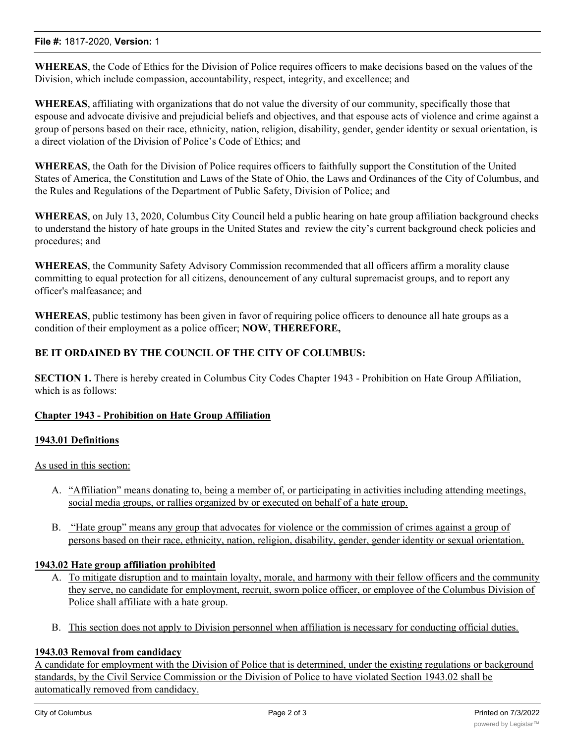**WHEREAS**, the Code of Ethics for the Division of Police requires officers to make decisions based on the values of the Division, which include compassion, accountability, respect, integrity, and excellence; and

**WHEREAS**, affiliating with organizations that do not value the diversity of our community, specifically those that espouse and advocate divisive and prejudicial beliefs and objectives, and that espouse acts of violence and crime against a group of persons based on their race, ethnicity, nation, religion, disability, gender, gender identity or sexual orientation, is a direct violation of the Division of Police's Code of Ethics; and

**WHEREAS**, the Oath for the Division of Police requires officers to faithfully support the Constitution of the United States of America, the Constitution and Laws of the State of Ohio, the Laws and Ordinances of the City of Columbus, and the Rules and Regulations of the Department of Public Safety, Division of Police; and

**WHEREAS**, on July 13, 2020, Columbus City Council held a public hearing on hate group affiliation background checks to understand the history of hate groups in the United States and review the city's current background check policies and procedures; and

**WHEREAS**, the Community Safety Advisory Commission recommended that all officers affirm a morality clause committing to equal protection for all citizens, denouncement of any cultural supremacist groups, and to report any officer's malfeasance; and

**WHEREAS**, public testimony has been given in favor of requiring police officers to denounce all hate groups as a condition of their employment as a police officer; **NOW, THEREFORE,**

**BE IT ORDAINED BY THE COUNCIL OF THE CITY OF COLUMBUS:**

**SECTION 1.** There is hereby created in Columbus City Codes Chapter 1943 - Prohibition on Hate Group Affiliation, which is as follows:

**Chapter 1943 - Prohibition on Hate Group Affiliation**

**1943.01 Definitions**

As used in this section:

A. "Affiliation" means donating to, being a member of, or participating in activities including attending meetings, social media groups, or rallies organized by or executed on behalf of a hate group.

B. "Hate group" means any group that advocates for violence or the commission of crimes against a group of persons based on their race, ethnicity, nation, religion, disability, gender, gender identity or sexual orientation.

**1943.02 Hate group affiliation prohibited**

A. To mitigate disruption and to maintain loyalty, morale, and harmony with their fellow officers and the community they serve, no candidate for employment, recruit, sworn police officer, or employee of the Columbus Division of Police shall affiliate with a hate group.

B. This section does not apply to Division personnel when affiliation is necessary for conducting official duties.

**1943.03 Removal from candidacy**

A candidate for employment with the Division of Police that is determined, under the existing regulations or background standards, by the Civil Service Commission or the Division of Police to have violated Section 1943.02 shall be automatically removed from candidacy.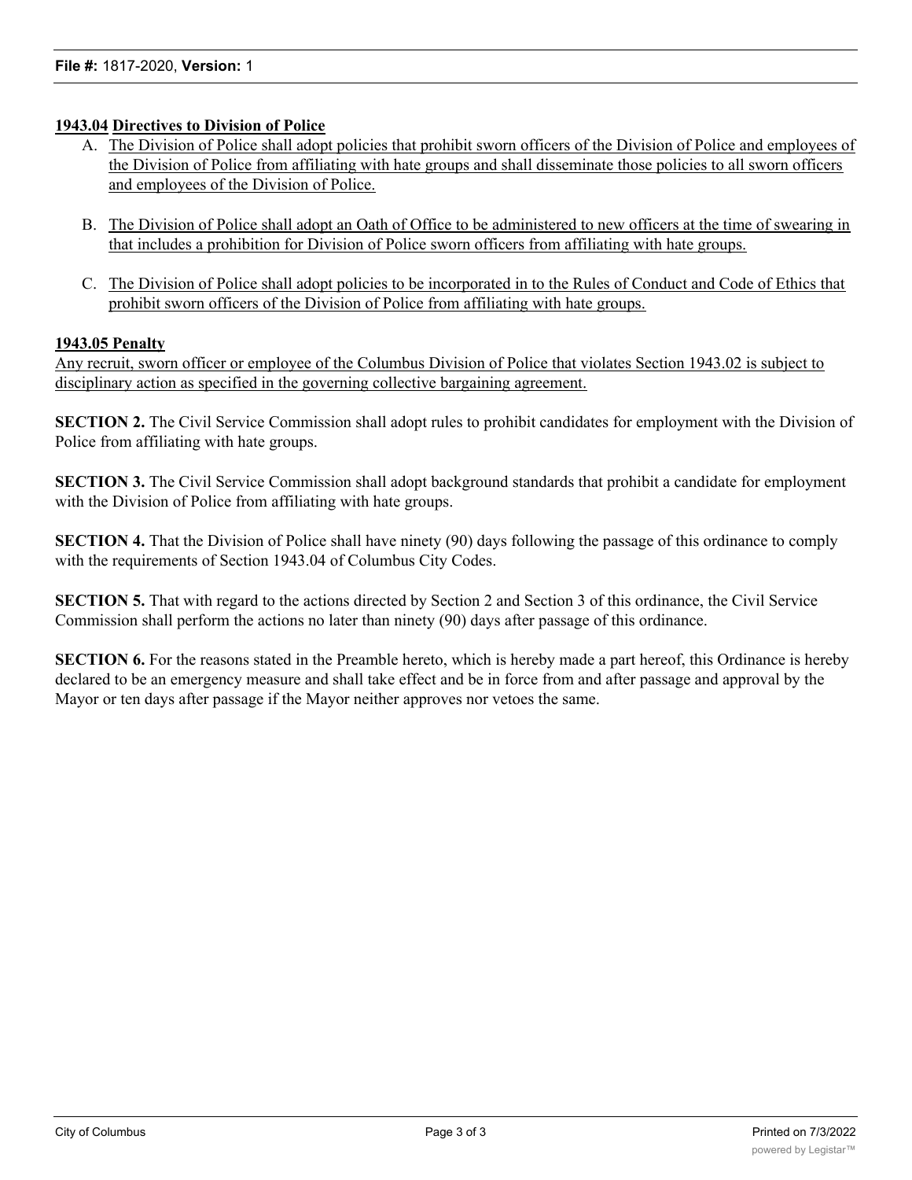**1943.04 Directives to Division of Police**

A. The Division of Police shall adopt policies that prohibit sworn officers of the Division of Police and employees of the Division of Police from affiliating with hate groups and shall disseminate those policies to all sworn officers and employees of the Division of Police.

B. The Division of Police shall adopt an Oath of Office to be administered to new officers at the time of swearing in that includes a prohibition for Division of Police sworn officers from affiliating with hate groups.

C. The Division of Police shall adopt policies to be incorporated in to the Rules of Conduct and Code of Ethics that prohibit sworn officers of the Division of Police from affiliating with hate groups.

**1943.05 Penalty**

Any recruit, sworn officer or employee of the Columbus Division of Police that violates Section 1943.02 is subject to disciplinary action as specified in the governing collective bargaining agreement.

**SECTION 2.** The Civil Service Commission shall adopt rules to prohibit candidates for employment with the Division of Police from affiliating with hate groups.

**SECTION 3.** The Civil Service Commission shall adopt background standards that prohibit a candidate for employment with the Division of Police from affiliating with hate groups.

**SECTION 4.** That the Division of Police shall have ninety (90) days following the passage of this ordinance to comply with the requirements of Section 1943.04 of Columbus City Codes.

**SECTION 5.** That with regard to the actions directed by Section 2 and Section 3 of this ordinance, the Civil Service Commission shall perform the actions no later than ninety (90) days after passage of this ordinance.

**SECTION 6.** For the reasons stated in the Preamble hereto, which is hereby made a part hereof, this Ordinance is hereby declared to be an emergency measure and shall take effect and be in force from and after passage and approval by the Mayor or ten days after passage if the Mayor neither approves nor vetoes the same.